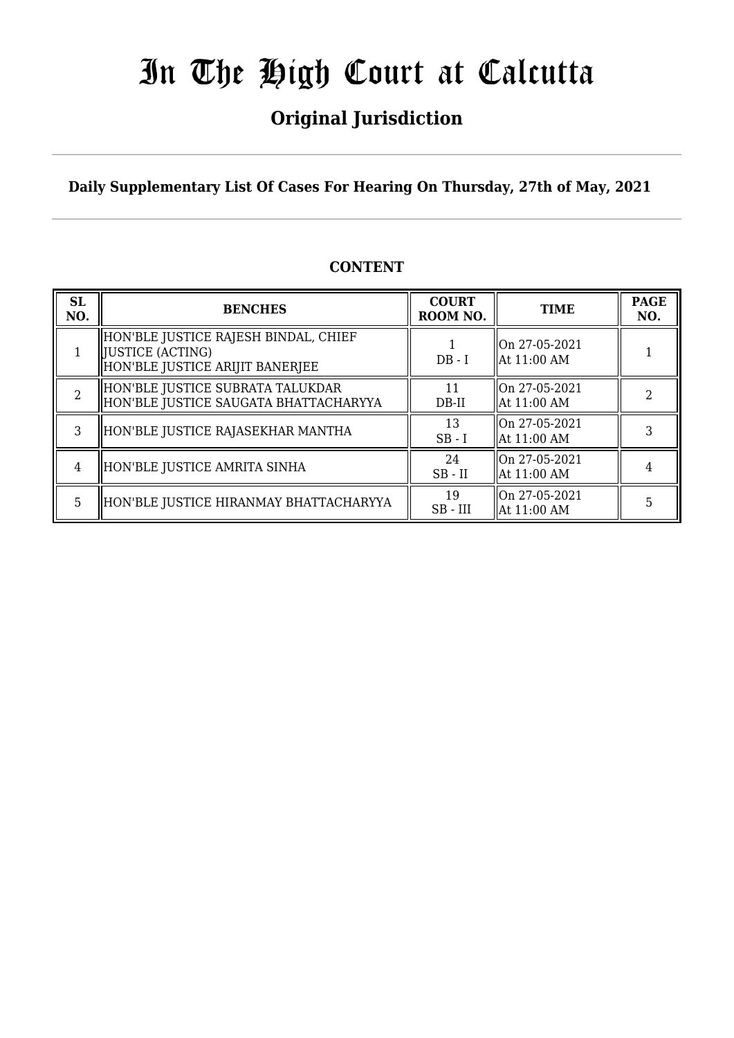# In The High Court at Calcutta

## Original Jurisdiction

**Daily Supplementary List Of Cases For Hearing On Thursday, 27th of May, 2021**

### CONTENT

| SL NO. | BENCHES | COURT ROOM NO. | TIME | PAGE NO. |
|---|---|---|---|---|
| 1 | HON'BLE JUSTICE RAJESH BINDAL, CHIEF JUSTICE (ACTING)<br>HON'BLE JUSTICE ARIJIT BANERJEE | 1<br>DB - I | On 27-05-2021<br>At 11:00 AM | 1 |
| 2 | HON'BLE JUSTICE SUBRATA TALUKDAR<br>HON'BLE JUSTICE SAUGATA BHATTACHARYYA | 11<br>DB-II | On 27-05-2021<br>At 11:00 AM | 2 |
| 3 | HON'BLE JUSTICE RAJASEKHAR MANTHA | 13<br>SB - I | On 27-05-2021<br>At 11:00 AM | 3 |
| 4 | HON'BLE JUSTICE AMRITA SINHA | 24<br>SB - II | On 27-05-2021<br>At 11:00 AM | 4 |
| 5 | HON'BLE JUSTICE HIRANMAY BHATTACHARYYA | 19<br>SB - III | On 27-05-2021<br>At 11:00 AM | 5 |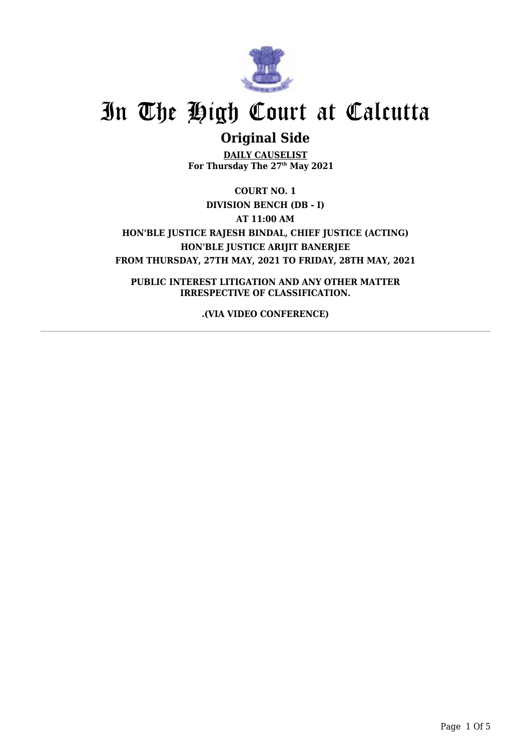# In The High Court at Calcutta

## Original Side

**DAILY CAUSELIST**
**For Thursday The 27th May 2021**

**COURT NO. 1**
**DIVISION BENCH (DB - I)**
**AT 11:00 AM**
**HON'BLE JUSTICE RAJESH BINDAL, CHIEF JUSTICE (ACTING)**
**HON'BLE JUSTICE ARIJIT BANERJEE**
**FROM THURSDAY, 27TH MAY, 2021 TO FRIDAY, 28TH MAY, 2021**

**PUBLIC INTEREST LITIGATION AND ANY OTHER MATTER IRRESPECTIVE OF CLASSIFICATION.**

**.(VIA VIDEO CONFERENCE)**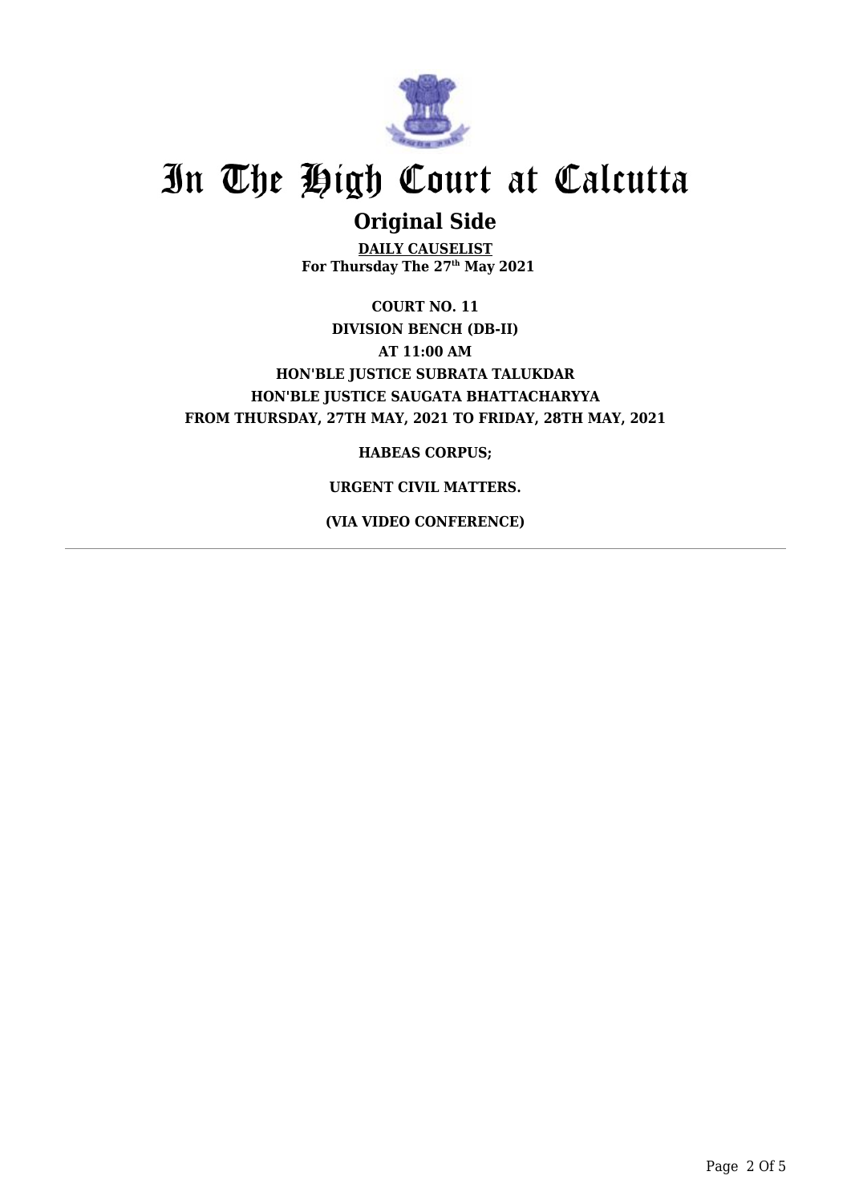# In The High Court at Calcutta

## Original Side

**DAILY CAUSELIST**
**For Thursday The 27th May 2021**

**COURT NO. 11**
**DIVISION BENCH (DB-II)**
**AT 11:00 AM**
**HON'BLE JUSTICE SUBRATA TALUKDAR**
**HON'BLE JUSTICE SAUGATA BHATTACHARYYA**
**FROM THURSDAY, 27TH MAY, 2021 TO FRIDAY, 28TH MAY, 2021**

**HABEAS CORPUS;**

**URGENT CIVIL MATTERS.**

**(VIA VIDEO CONFERENCE)**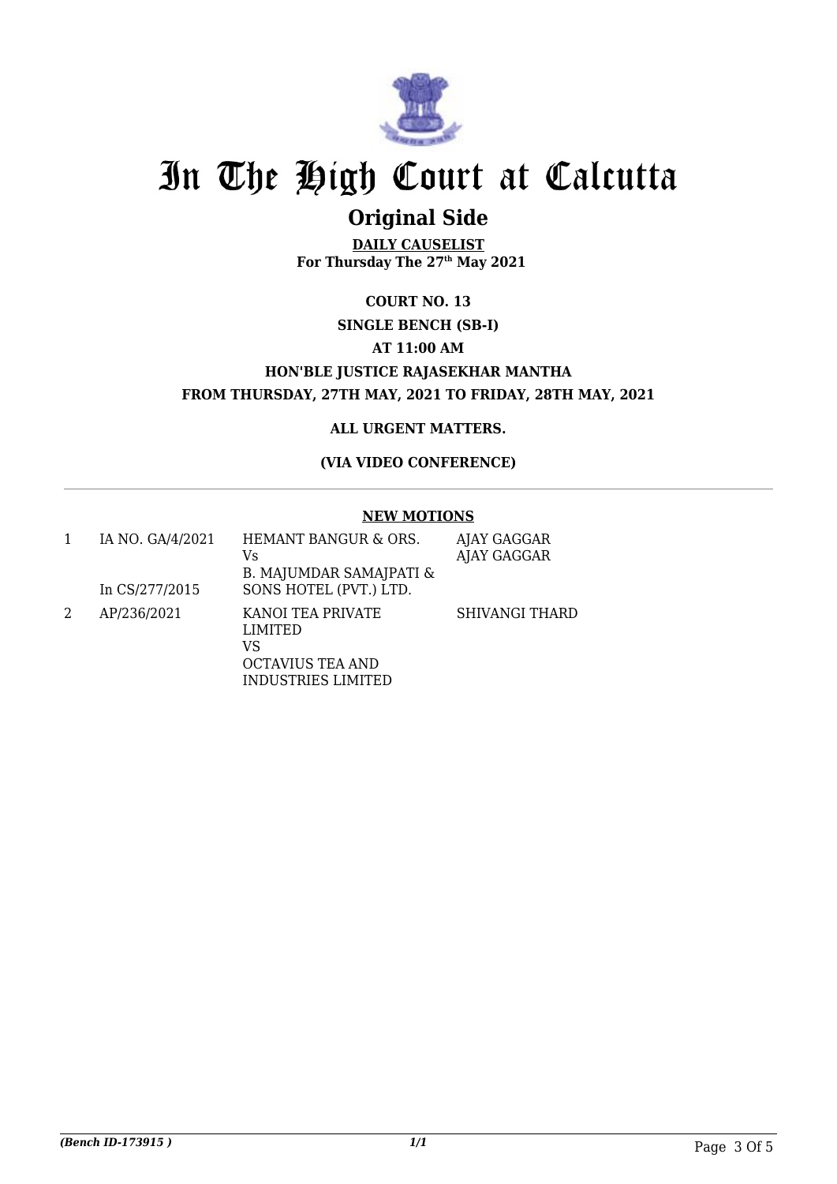# In The High Court at Calcutta

## Original Side

**DAILY CAUSELIST**
**For Thursday The 27th May 2021**

**COURT NO. 13**

**SINGLE BENCH (SB-I)**

**AT 11:00 AM**

**HON'BLE JUSTICE RAJASEKHAR MANTHA**

**FROM THURSDAY, 27TH MAY, 2021 TO FRIDAY, 28TH MAY, 2021**

**ALL URGENT MATTERS.**

**(VIA VIDEO CONFERENCE)**

---

**NEW MOTIONS**

| | | | |
|---|---|---|---|
| 1 | IA NO. GA/4/2021<br><br>In CS/277/2015 | HEMANT BANGUR & ORS.<br>Vs<br>B. MAJUMDAR SAMAJPATI & SONS HOTEL (PVT.) LTD. | AJAY GAGGAR<br>AJAY GAGGAR |
| 2 | AP/236/2021 | KANOI TEA PRIVATE LIMITED<br>VS<br>OCTAVIUS TEA AND INDUSTRIES LIMITED | SHIVANGI THARD |

*(Bench ID-173915 )* 1/1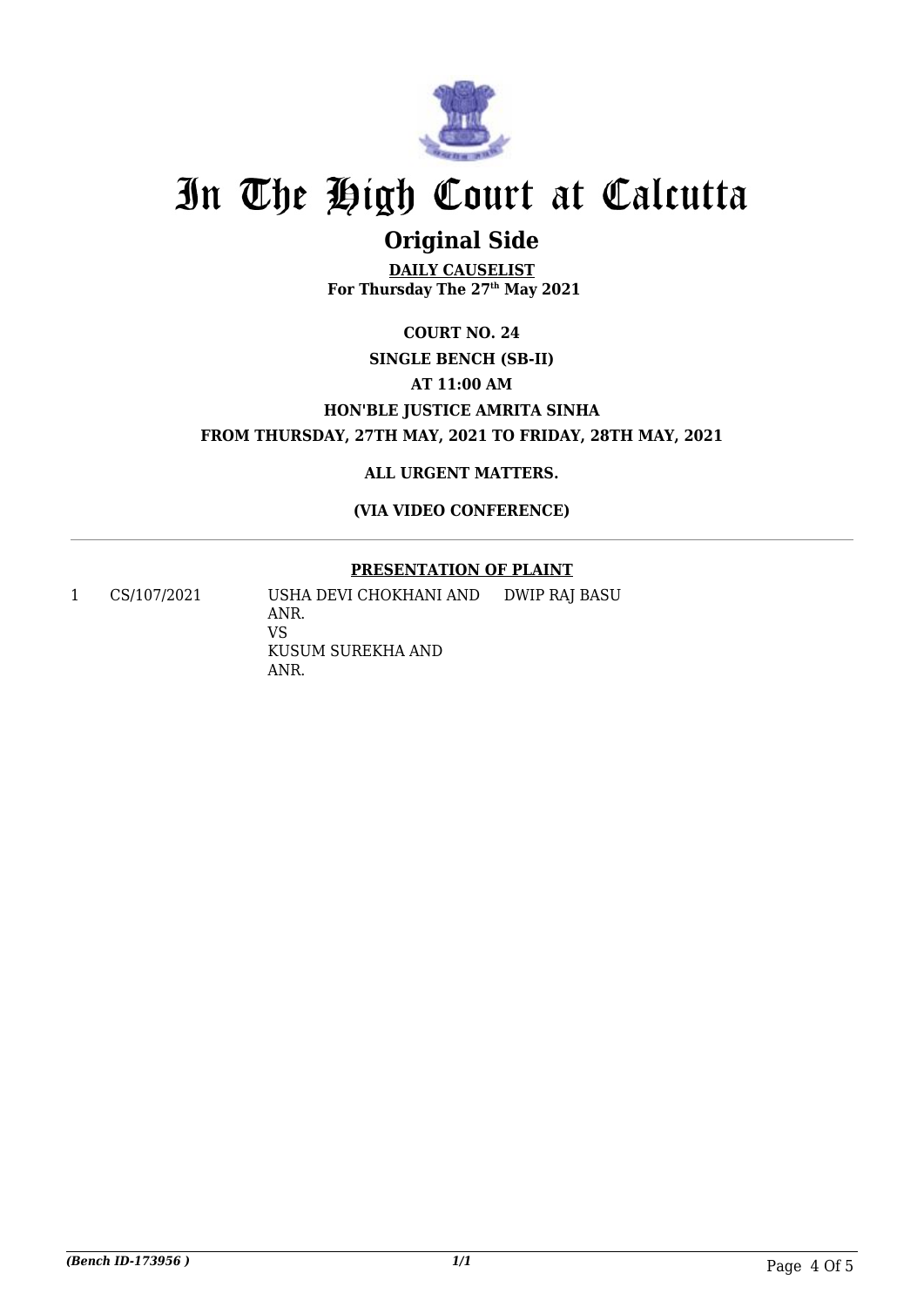# In The High Court at Calcutta

## Original Side

**DAILY CAUSELIST**
**For Thursday The 27th May 2021**

**COURT NO. 24**

**SINGLE BENCH (SB-II)**

**AT 11:00 AM**

**HON'BLE JUSTICE AMRITA SINHA**

**FROM THURSDAY, 27TH MAY, 2021 TO FRIDAY, 28TH MAY, 2021**

**ALL URGENT MATTERS.**

**(VIA VIDEO CONFERENCE)**

**PRESENTATION OF PLAINT**

| | | | |
|---|---|---|---|
| 1 | CS/107/2021 | USHA DEVI CHOKHANI AND ANR.<br>VS<br>KUSUM SUREKHA AND ANR. | DWIP RAJ BASU |

*(Bench ID-173956 )*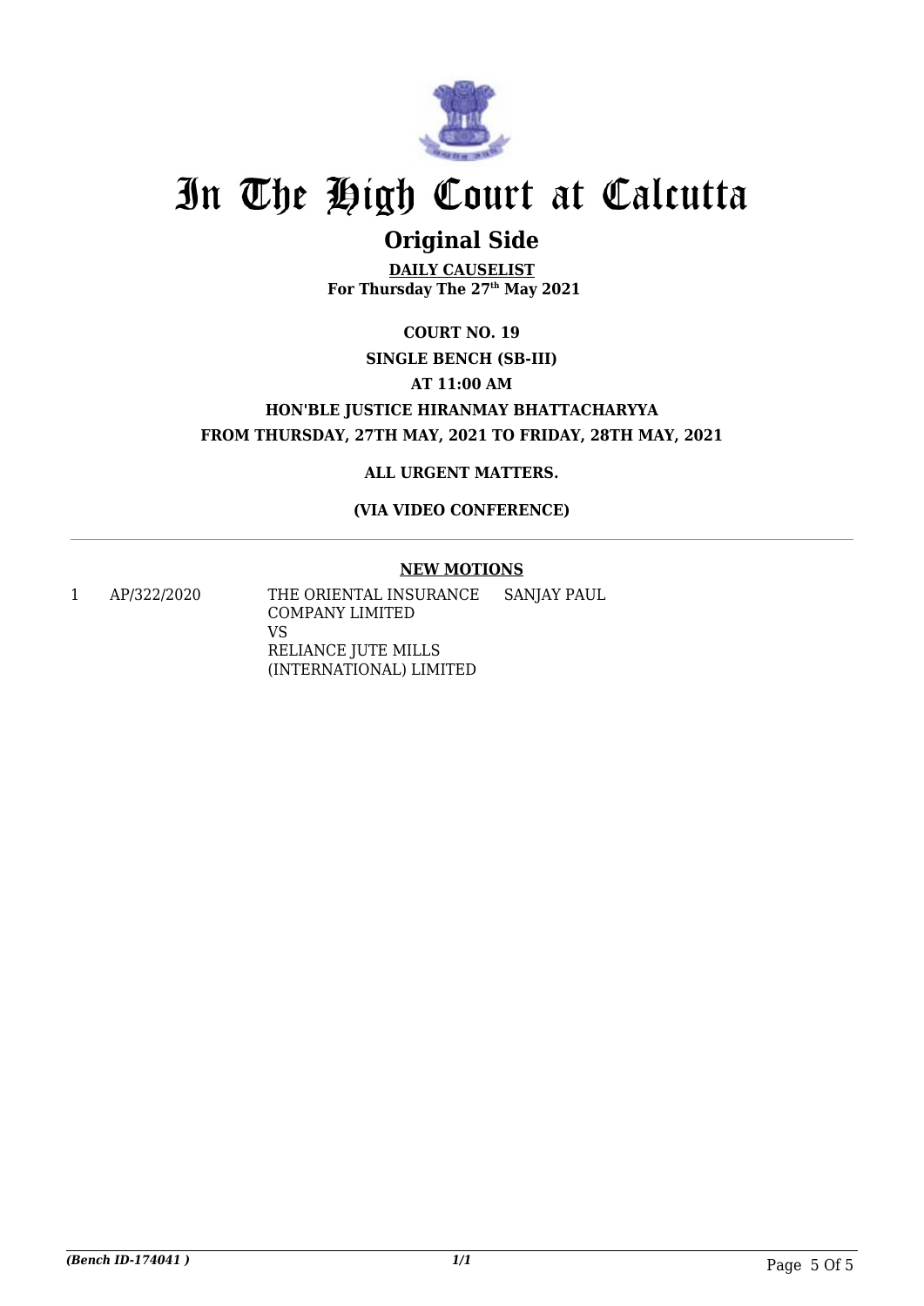# In The High Court at Calcutta

## Original Side

**DAILY CAUSELIST**
**For Thursday The 27th May 2021**

**COURT NO. 19**

**SINGLE BENCH (SB-III)**

**AT 11:00 AM**

**HON'BLE JUSTICE HIRANMAY BHATTACHARYYA**

**FROM THURSDAY, 27TH MAY, 2021 TO FRIDAY, 28TH MAY, 2021**

**ALL URGENT MATTERS.**

**(VIA VIDEO CONFERENCE)**

---

**NEW MOTIONS**

| | | | |
|---|---|---|---|
| 1 | AP/322/2020 | THE ORIENTAL INSURANCE COMPANY LIMITED VS RELIANCE JUTE MILLS (INTERNATIONAL) LIMITED | SANJAY PAUL |

*(Bench ID-174041 )*